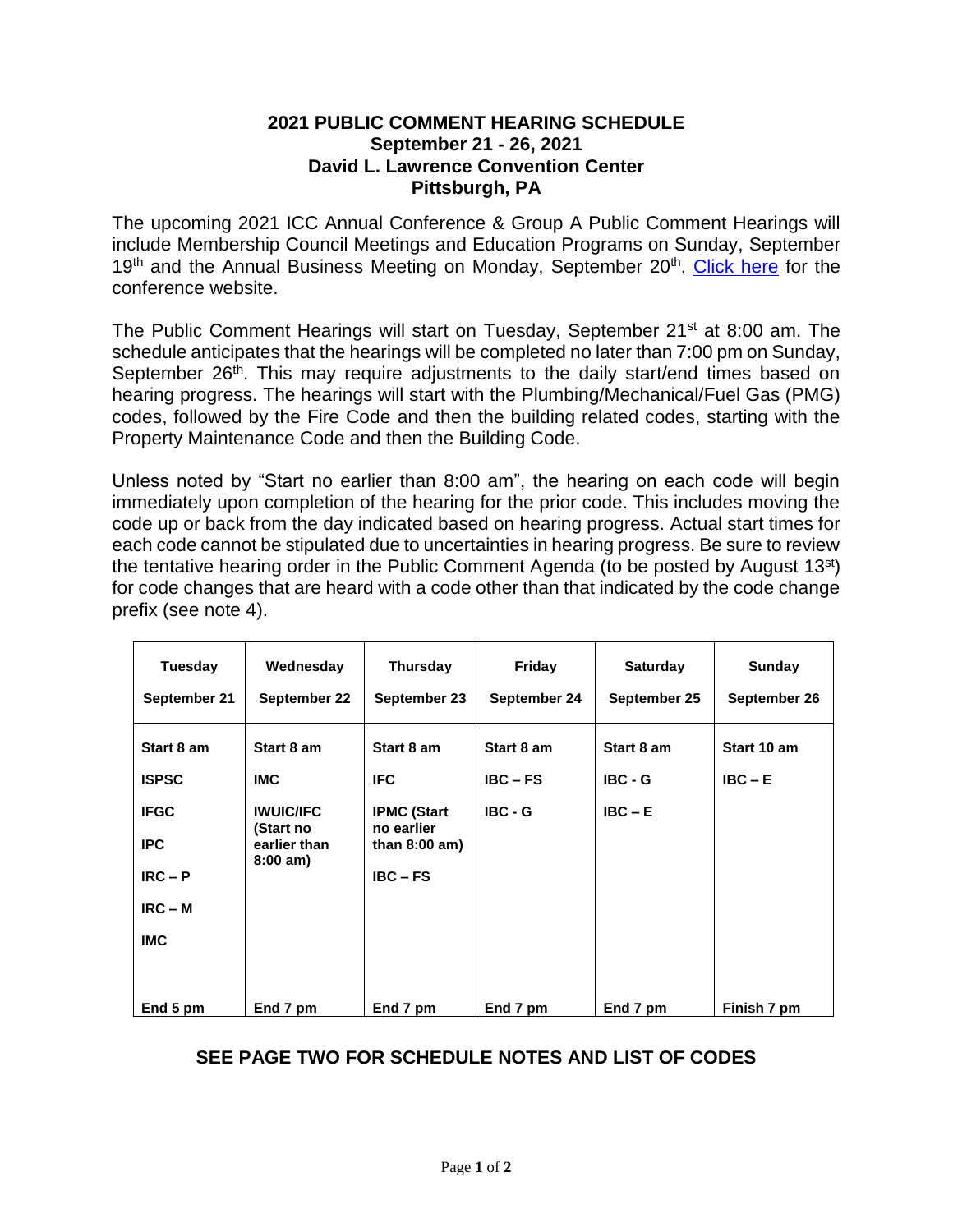# 2021 PUBLIC COMMENT HEARING SCHEDULE
## September 21 - 26, 2021
## David L. Lawrence Convention Center
## Pittsburgh, PA

The upcoming 2021 ICC Annual Conference & Group A Public Comment Hearings will include Membership Council Meetings and Education Programs on Sunday, September 19th and the Annual Business Meeting on Monday, September 20th. [Click here](#) for the conference website.

The Public Comment Hearings will start on Tuesday, September 21st at 8:00 am. The schedule anticipates that the hearings will be completed no later than 7:00 pm on Sunday, September 26th. This may require adjustments to the daily start/end times based on hearing progress. The hearings will start with the Plumbing/Mechanical/Fuel Gas (PMG) codes, followed by the Fire Code and then the building related codes, starting with the Property Maintenance Code and then the Building Code.

Unless noted by "Start no earlier than 8:00 am", the hearing on each code will begin immediately upon completion of the hearing for the prior code. This includes moving the code up or back from the day indicated based on hearing progress. Actual start times for each code cannot be stipulated due to uncertainties in hearing progress. Be sure to review the tentative hearing order in the Public Comment Agenda (to be posted by August 13st) for code changes that are heard with a code other than that indicated by the code change prefix (see note 4).

| Tuesday<br>September 21 | Wednesday<br>September 22 | Thursday<br>September 23 | Friday<br>September 24 | Saturday<br>September 25 | Sunday<br>September 26 |
|---|---|---|---|---|---|
| **Start 8 am** | **Start 8 am** | **Start 8 am** | **Start 8 am** | **Start 8 am** | **Start 10 am** |
| **ISPSC** | **IMC** | **IFC** | **IBC – FS** | **IBC - G** | **IBC – E** |
| **IFGC** | **IWUIC/IFC (Start no earlier than 8:00 am)** | **IPMC (Start no earlier than 8:00 am)** | **IBC - G** | **IBC – E** | |
| **IPC** | | **IBC – FS** | | | |
| **IRC – P** | | | | | |
| **IRC – M** | | | | | |
| **IMC** | | | | | |
| **End 5 pm** | **End 7 pm** | **End 7 pm** | **End 7 pm** | **End 7 pm** | **Finish 7 pm** |

**SEE PAGE TWO FOR SCHEDULE NOTES AND LIST OF CODES**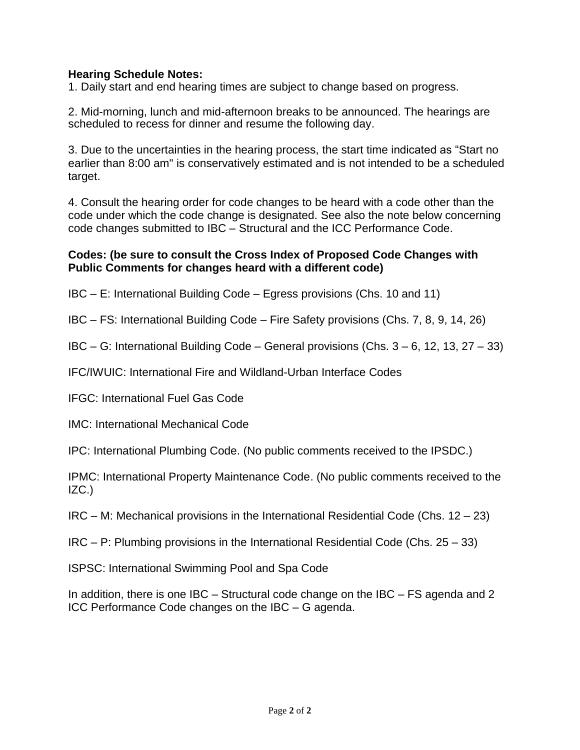**Hearing Schedule Notes:**

1. Daily start and end hearing times are subject to change based on progress.

2. Mid-morning, lunch and mid-afternoon breaks to be announced. The hearings are scheduled to recess for dinner and resume the following day.

3. Due to the uncertainties in the hearing process, the start time indicated as "Start no earlier than 8:00 am" is conservatively estimated and is not intended to be a scheduled target.

4. Consult the hearing order for code changes to be heard with a code other than the code under which the code change is designated. See also the note below concerning code changes submitted to IBC – Structural and the ICC Performance Code.

**Codes: (be sure to consult the Cross Index of Proposed Code Changes with Public Comments for changes heard with a different code)**

IBC – E: International Building Code – Egress provisions (Chs. 10 and 11)

IBC – FS: International Building Code – Fire Safety provisions (Chs. 7, 8, 9, 14, 26)

IBC – G: International Building Code – General provisions (Chs. 3 – 6, 12, 13, 27 – 33)

IFC/IWUIC: International Fire and Wildland-Urban Interface Codes

IFGC: International Fuel Gas Code

IMC: International Mechanical Code

IPC: International Plumbing Code. (No public comments received to the IPSDC.)

IPMC: International Property Maintenance Code. (No public comments received to the IZC.)

IRC – M: Mechanical provisions in the International Residential Code (Chs. 12 – 23)

IRC – P: Plumbing provisions in the International Residential Code (Chs. 25 – 33)

ISPSC: International Swimming Pool and Spa Code

In addition, there is one IBC – Structural code change on the IBC – FS agenda and 2 ICC Performance Code changes on the IBC – G agenda.